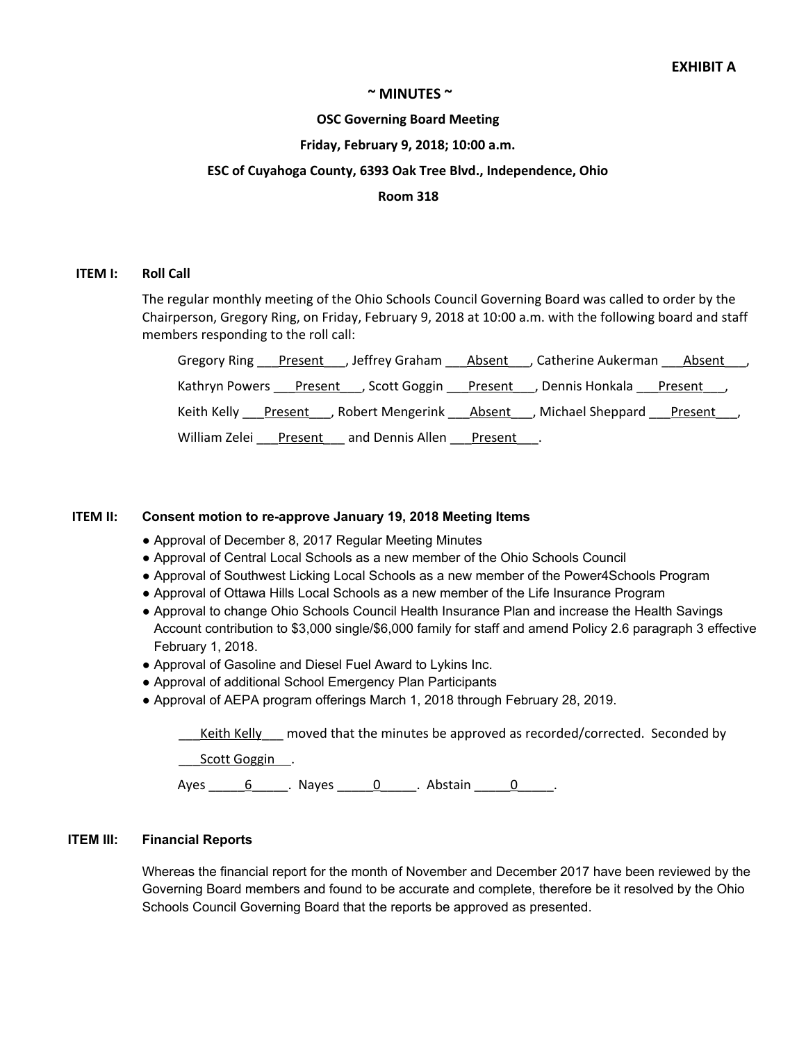**EXHIBIT A**

# ~ MINUTES ~

## OSC Governing Board Meeting

**Friday, February 9, 2018; 10:00 a.m.**

**ESC of Cuyahoga County, 6393 Oak Tree Blvd., Independence, Ohio**

**Room 318**

**ITEM I: Roll Call**

The regular monthly meeting of the Ohio Schools Council Governing Board was called to order by the Chairperson, Gregory Ring, on Friday, February 9, 2018 at 10:00 a.m. with the following board and staff members responding to the roll call:

Gregory Ring \_\_\_Present\_\_\_, Jeffrey Graham \_\_\_Absent\_\_\_, Catherine Aukerman \_\_\_Absent\_\_\_,
Kathryn Powers \_\_\_Present\_\_\_, Scott Goggin \_\_\_Present\_\_\_, Dennis Honkala \_\_\_Present\_\_\_,
Keith Kelly \_\_\_Present\_\_\_, Robert Mengerink \_\_\_Absent\_\_\_, Michael Sheppard \_\_\_Present\_\_\_,
William Zelei \_\_\_Present\_\_\_ and Dennis Allen \_\_\_Present\_\_\_.

**ITEM II: Consent motion to re-approve January 19, 2018 Meeting Items**

- Approval of December 8, 2017 Regular Meeting Minutes
- Approval of Central Local Schools as a new member of the Ohio Schools Council
- Approval of Southwest Licking Local Schools as a new member of the Power4Schools Program
- Approval of Ottawa Hills Local Schools as a new member of the Life Insurance Program
- Approval to change Ohio Schools Council Health Insurance Plan and increase the Health Savings Account contribution to $3,000 single/$6,000 family for staff and amend Policy 2.6 paragraph 3 effective February 1, 2018.
- Approval of Gasoline and Diesel Fuel Award to Lykins Inc.
- Approval of additional School Emergency Plan Participants
- Approval of AEPA program offerings March 1, 2018 through February 28, 2019.

\_\_\_Keith Kelly\_\_\_ moved that the minutes be approved as recorded/corrected. Seconded by \_\_\_Scott Goggin\_\_\_.

Ayes \_\_\_\_\_6\_\_\_\_\_. Nayes \_\_\_\_\_0\_\_\_\_\_. Abstain \_\_\_\_\_0\_\_\_\_\_.

**ITEM III: Financial Reports**

Whereas the financial report for the month of November and December 2017 have been reviewed by the Governing Board members and found to be accurate and complete, therefore be it resolved by the Ohio Schools Council Governing Board that the reports be approved as presented.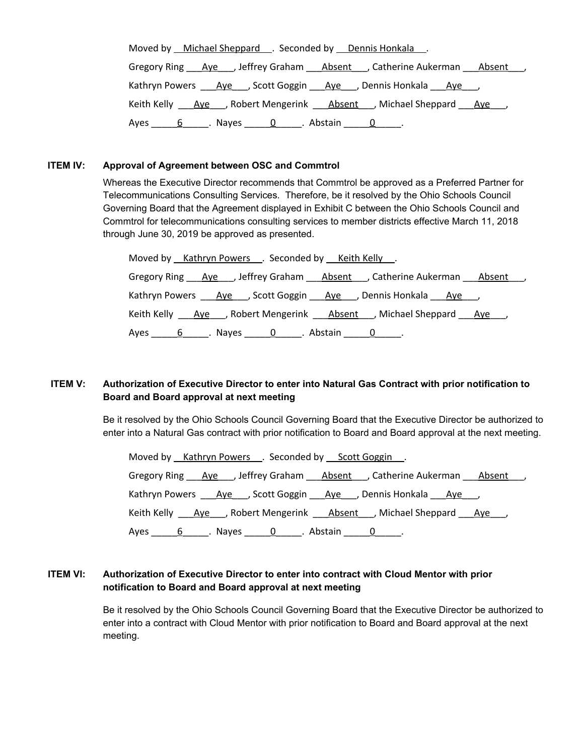Moved by Michael Sheppard. Seconded by Dennis Honkala.

Gregory Ring Aye, Jeffrey Graham Absent, Catherine Aukerman Absent,

Kathryn Powers Aye, Scott Goggin Aye, Dennis Honkala Aye,

Keith Kelly Aye, Robert Mengerink Absent, Michael Sheppard Aye,

Ayes 6. Nayes 0. Abstain 0.

**ITEM IV: Approval of Agreement between OSC and Commtrol**

Whereas the Executive Director recommends that Commtrol be approved as a Preferred Partner for Telecommunications Consulting Services. Therefore, be it resolved by the Ohio Schools Council Governing Board that the Agreement displayed in Exhibit C between the Ohio Schools Council and Commtrol for telecommunications consulting services to member districts effective March 11, 2018 through June 30, 2019 be approved as presented.

Moved by Kathryn Powers. Seconded by Keith Kelly.

Gregory Ring Aye, Jeffrey Graham Absent, Catherine Aukerman Absent,

Kathryn Powers Aye, Scott Goggin Aye, Dennis Honkala Aye,

Keith Kelly Aye, Robert Mengerink Absent, Michael Sheppard Aye,

Ayes 6. Nayes 0. Abstain 0.

**ITEM V: Authorization of Executive Director to enter into Natural Gas Contract with prior notification to Board and Board approval at next meeting**

Be it resolved by the Ohio Schools Council Governing Board that the Executive Director be authorized to enter into a Natural Gas contract with prior notification to Board and Board approval at the next meeting.

Moved by Kathryn Powers. Seconded by Scott Goggin.

Gregory Ring Aye, Jeffrey Graham Absent, Catherine Aukerman Absent,

Kathryn Powers Aye, Scott Goggin Aye, Dennis Honkala Aye,

Keith Kelly Aye, Robert Mengerink Absent, Michael Sheppard Aye,

Ayes 6. Nayes 0. Abstain 0.

**ITEM VI: Authorization of Executive Director to enter into contract with Cloud Mentor with prior notification to Board and Board approval at next meeting**

Be it resolved by the Ohio Schools Council Governing Board that the Executive Director be authorized to enter into a contract with Cloud Mentor with prior notification to Board and Board approval at the next meeting.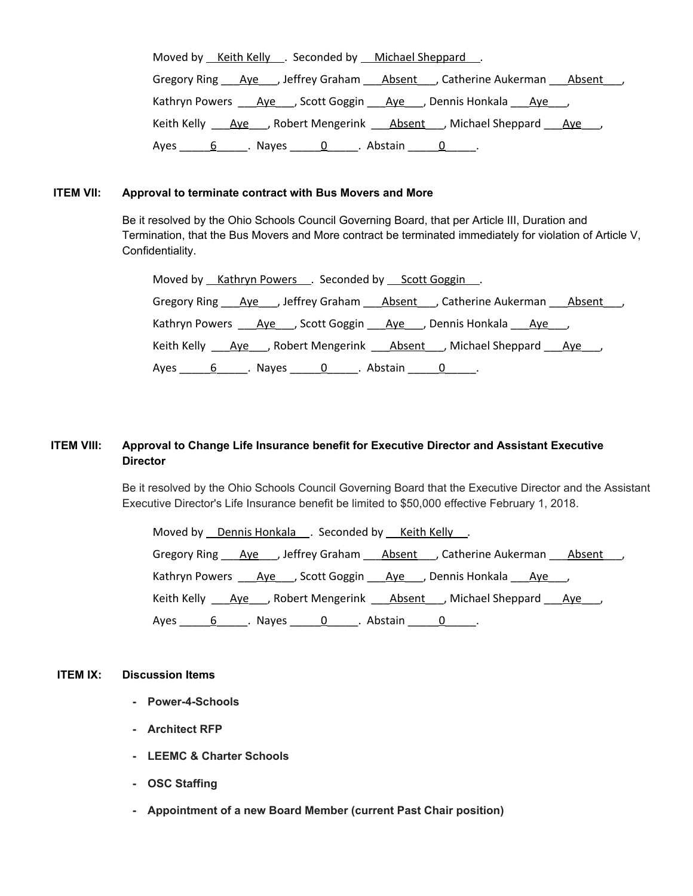Moved by Keith Kelly. Seconded by Michael Sheppard.

Gregory Ring Aye, Jeffrey Graham Absent, Catherine Aukerman Absent,

Kathryn Powers Aye, Scott Goggin Aye, Dennis Honkala Aye,

Keith Kelly Aye, Robert Mengerink Absent, Michael Sheppard Aye,

Ayes 6. Nayes 0. Abstain 0.

**ITEM VII: Approval to terminate contract with Bus Movers and More**

Be it resolved by the Ohio Schools Council Governing Board, that per Article III, Duration and Termination, that the Bus Movers and More contract be terminated immediately for violation of Article V, Confidentiality.

Moved by Kathryn Powers. Seconded by Scott Goggin.

Gregory Ring Aye, Jeffrey Graham Absent, Catherine Aukerman Absent,

Kathryn Powers Aye, Scott Goggin Aye, Dennis Honkala Aye,

Keith Kelly Aye, Robert Mengerink Absent, Michael Sheppard Aye,

Ayes 6. Nayes 0. Abstain 0.

**ITEM VIII: Approval to Change Life Insurance benefit for Executive Director and Assistant Executive Director**

Be it resolved by the Ohio Schools Council Governing Board that the Executive Director and the Assistant Executive Director's Life Insurance benefit be limited to $50,000 effective February 1, 2018.

Moved by Dennis Honkala. Seconded by Keith Kelly.

Gregory Ring Aye, Jeffrey Graham Absent, Catherine Aukerman Absent,

Kathryn Powers Aye, Scott Goggin Aye, Dennis Honkala Aye,

Keith Kelly Aye, Robert Mengerink Absent, Michael Sheppard Aye,

Ayes 6. Nayes 0. Abstain 0.

**ITEM IX: Discussion Items**

- **Power-4-Schools**
- **Architect RFP**
- **LEEMC & Charter Schools**
- **OSC Staffing**
- **Appointment of a new Board Member (current Past Chair position)**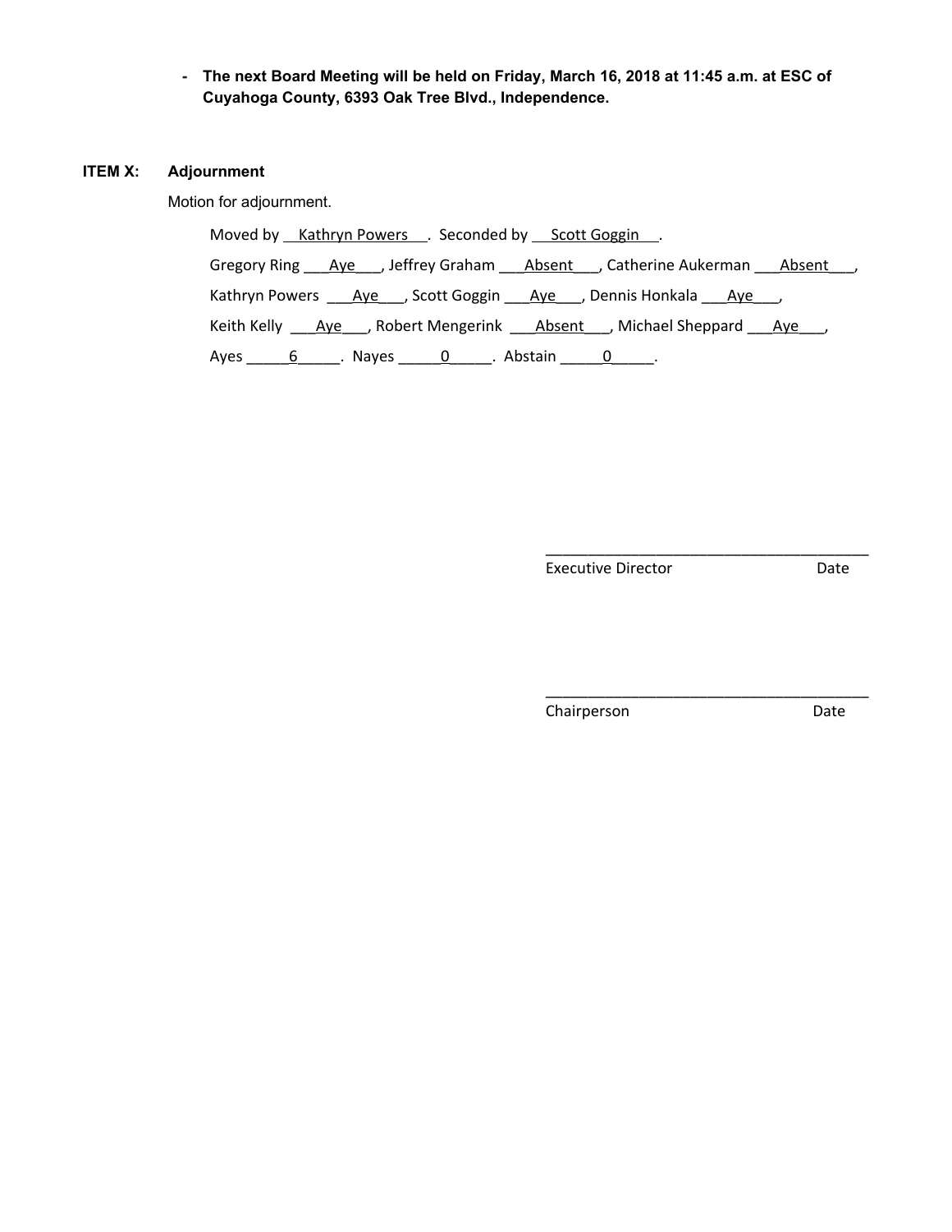- **The next Board Meeting will be held on Friday, March 16, 2018 at 11:45 a.m. at ESC of Cuyahoga County, 6393 Oak Tree Blvd., Independence.**

**ITEM X: Adjournment**

Motion for adjournment.

Moved by Kathryn Powers. Seconded by Scott Goggin.

Gregory Ring Aye, Jeffrey Graham Absent, Catherine Aukerman Absent,

Kathryn Powers Aye, Scott Goggin Aye, Dennis Honkala Aye,

Keith Kelly Aye, Robert Mengerink Absent, Michael Sheppard Aye,

Ayes 6. Nayes 0. Abstain 0.

______________________________________
Executive Director Date

______________________________________
Chairperson Date